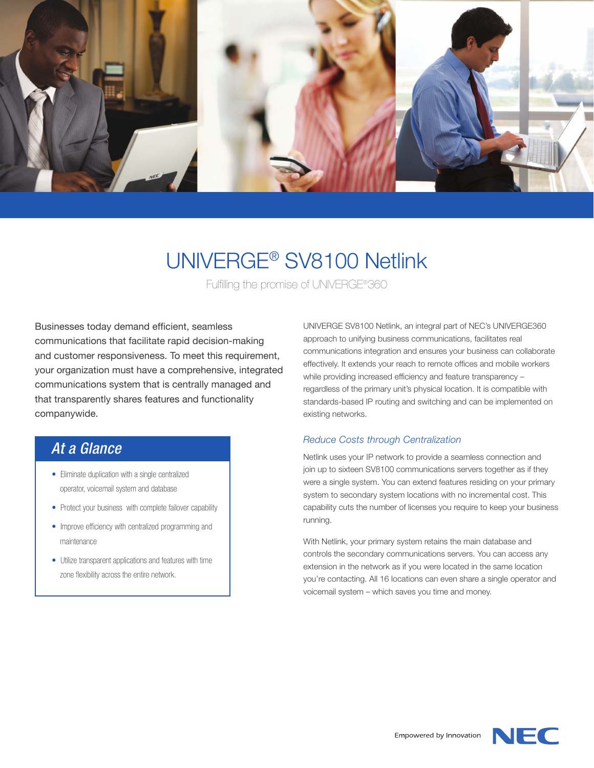# UNIVERGE® SV8100 Netlink

Fulfilling the promise of UNIVERGE®360

Businesses today demand efficient, seamless communications that facilitate rapid decision-making and customer responsiveness. To meet this requirement, your organization must have a comprehensive, integrated communications system that is centrally managed and that transparently shares features and functionality companywide.

## At a Glance

- Eliminate duplication with a single centralized operator, voicemail system and database
- Protect your business with complete failover capability
- Improve efficiency with centralized programming and maintenance
- Utilize transparent applications and features with time zone flexibility across the entire network.

UNIVERGE SV8100 Netlink, an integral part of NEC's UNIVERGE360 approach to unifying business communications, facilitates real communications integration and ensures your business can collaborate effectively. It extends your reach to remote offices and mobile workers while providing increased efficiency and feature transparency – regardless of the primary unit's physical location. It is compatible with standards-based IP routing and switching and can be implemented on existing networks.

### *Reduce Costs through Centralization*

Netlink uses your IP network to provide a seamless connection and join up to sixteen SV8100 communications servers together as if they were a single system. You can extend features residing on your primary system to secondary system locations with no incremental cost. This capability cuts the number of licenses you require to keep your business running.

With Netlink, your primary system retains the main database and controls the secondary communications servers. You can access any extension in the network as if you were located in the same location you're contacting. All 16 locations can even share a single operator and voicemail system – which saves you time and money.

Empowered by Innovation NEC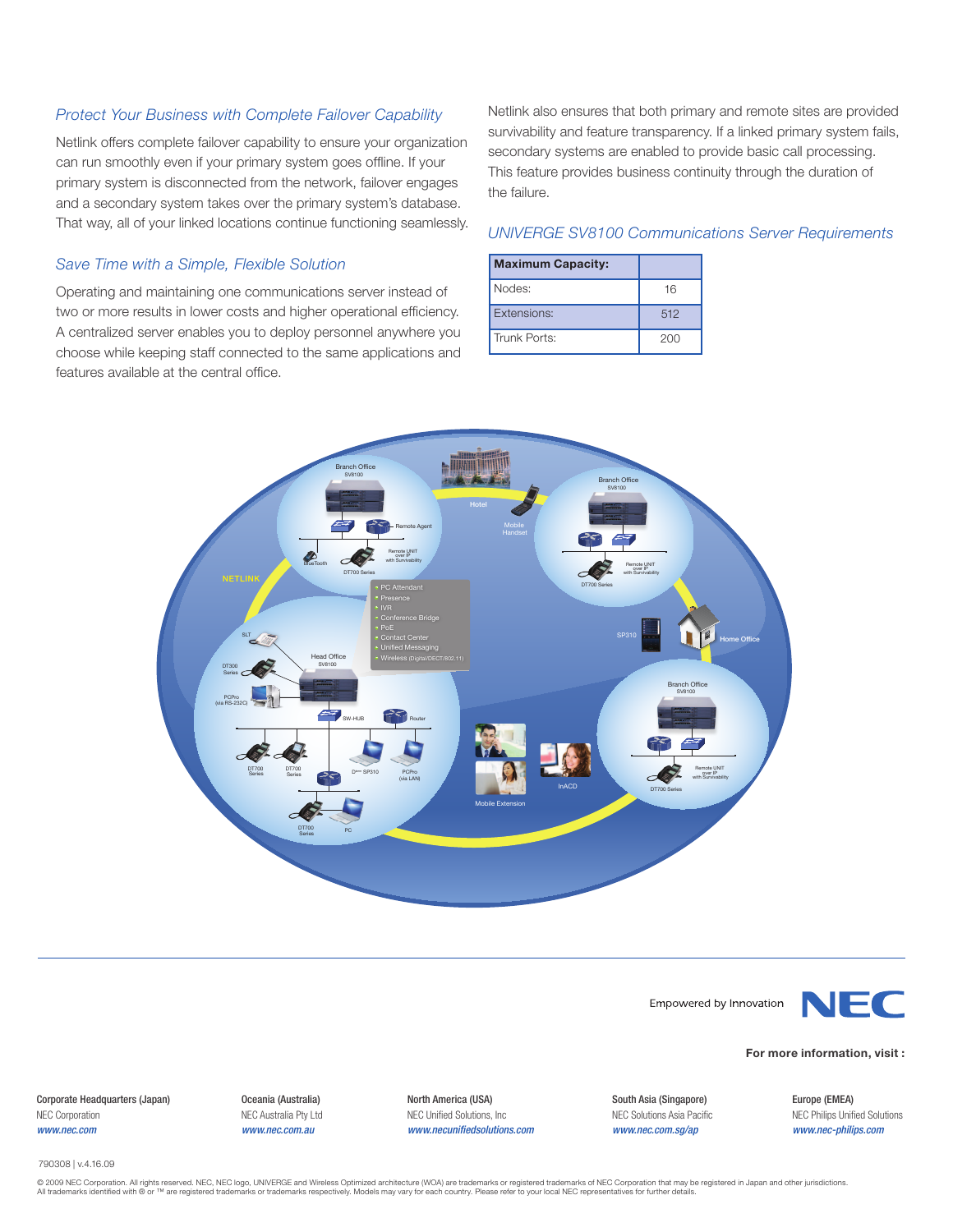## Protect Your Business with Complete Failover Capability

Netlink offers complete failover capability to ensure your organization can run smoothly even if your primary system goes offline. If your primary system is disconnected from the network, failover engages and a secondary system takes over the primary system's database. That way, all of your linked locations continue functioning seamlessly.

## Save Time with a Simple, Flexible Solution

Operating and maintaining one communications server instead of two or more results in lower costs and higher operational efficiency. A centralized server enables you to deploy personnel anywhere you choose while keeping staff connected to the same applications and features available at the central office.

Netlink also ensures that both primary and remote sites are provided survivability and feature transparency. If a linked primary system fails, secondary systems are enabled to provide basic call processing. This feature provides business continuity through the duration of the failure.

## UNIVERGE SV8100 Communications Server Requirements

| **Maximum Capacity:** | |
|---|---|
| Nodes: | 16 |
| Extensions: | 512 |
| Trunk Ports: | 200 |

Empowered by Innovation

NEC

**For more information, visit :**

**Corporate Headquarters (Japan)**
NEC Corporation
*www.nec.com*

**Oceania (Australia)**
NEC Australia Pty Ltd
*www.nec.com.au*

**North America (USA)**
NEC Unified Solutions, Inc
*www.necunifiedsolutions.com*

**South Asia (Singapore)**
NEC Solutions Asia Pacific
*www.nec.com.sg/ap*

**Europe (EMEA)**
NEC Philips Unified Solutions
*www.nec-philips.com*

790308 | v.4.16.09

© 2009 NEC Corporation. All rights reserved. NEC, NEC logo, UNIVERGE and Wireless Optimized architecture (WOA) are trademarks or registered trademarks of NEC Corporation that may be registered in Japan and other jurisdictions. All trademarks identified with ® or ™ are registered trademarks or trademarks respectively. Models may vary for each country. Please refer to your local NEC representatives for further details.